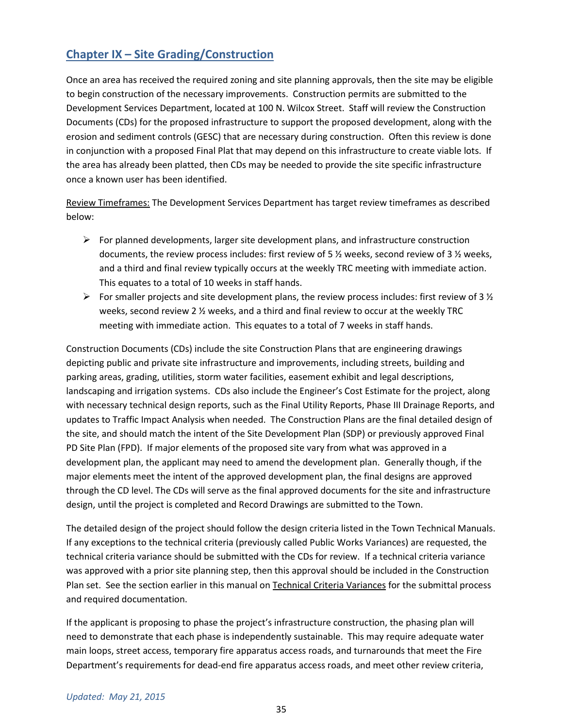## Chapter IX – Site Grading/Construction

Once an area has received the required zoning and site planning approvals, then the site may be eligible to begin construction of the necessary improvements. Construction permits are submitted to the Development Services Department, located at 100 N. Wilcox Street. Staff will review the Construction Documents (CDs) for the proposed infrastructure to support the proposed development, along with the erosion and sediment controls (GESC) that are necessary during construction. Often this review is done in conjunction with a proposed Final Plat that may depend on this infrastructure to create viable lots. If the area has already been platted, then CDs may be needed to provide the site specific infrastructure once a known user has been identified.

Review Timeframes: The Development Services Department has target review timeframes as described below:

- For planned developments, larger site development plans, and infrastructure construction documents, the review process includes: first review of 5 ½ weeks, second review of 3 ½ weeks, and a third and final review typically occurs at the weekly TRC meeting with immediate action. This equates to a total of 10 weeks in staff hands.
- For smaller projects and site development plans, the review process includes: first review of 3 ½ weeks, second review 2 ½ weeks, and a third and final review to occur at the weekly TRC meeting with immediate action. This equates to a total of 7 weeks in staff hands.

Construction Documents (CDs) include the site Construction Plans that are engineering drawings depicting public and private site infrastructure and improvements, including streets, building and parking areas, grading, utilities, storm water facilities, easement exhibit and legal descriptions, landscaping and irrigation systems. CDs also include the Engineer's Cost Estimate for the project, along with necessary technical design reports, such as the Final Utility Reports, Phase III Drainage Reports, and updates to Traffic Impact Analysis when needed. The Construction Plans are the final detailed design of the site, and should match the intent of the Site Development Plan (SDP) or previously approved Final PD Site Plan (FPD). If major elements of the proposed site vary from what was approved in a development plan, the applicant may need to amend the development plan. Generally though, if the major elements meet the intent of the approved development plan, the final designs are approved through the CD level. The CDs will serve as the final approved documents for the site and infrastructure design, until the project is completed and Record Drawings are submitted to the Town.

The detailed design of the project should follow the design criteria listed in the Town Technical Manuals. If any exceptions to the technical criteria (previously called Public Works Variances) are requested, the technical criteria variance should be submitted with the CDs for review. If a technical criteria variance was approved with a prior site planning step, then this approval should be included in the Construction Plan set. See the section earlier in this manual on Technical Criteria Variances for the submittal process and required documentation.

If the applicant is proposing to phase the project's infrastructure construction, the phasing plan will need to demonstrate that each phase is independently sustainable. This may require adequate water main loops, street access, temporary fire apparatus access roads, and turnarounds that meet the Fire Department's requirements for dead-end fire apparatus access roads, and meet other review criteria,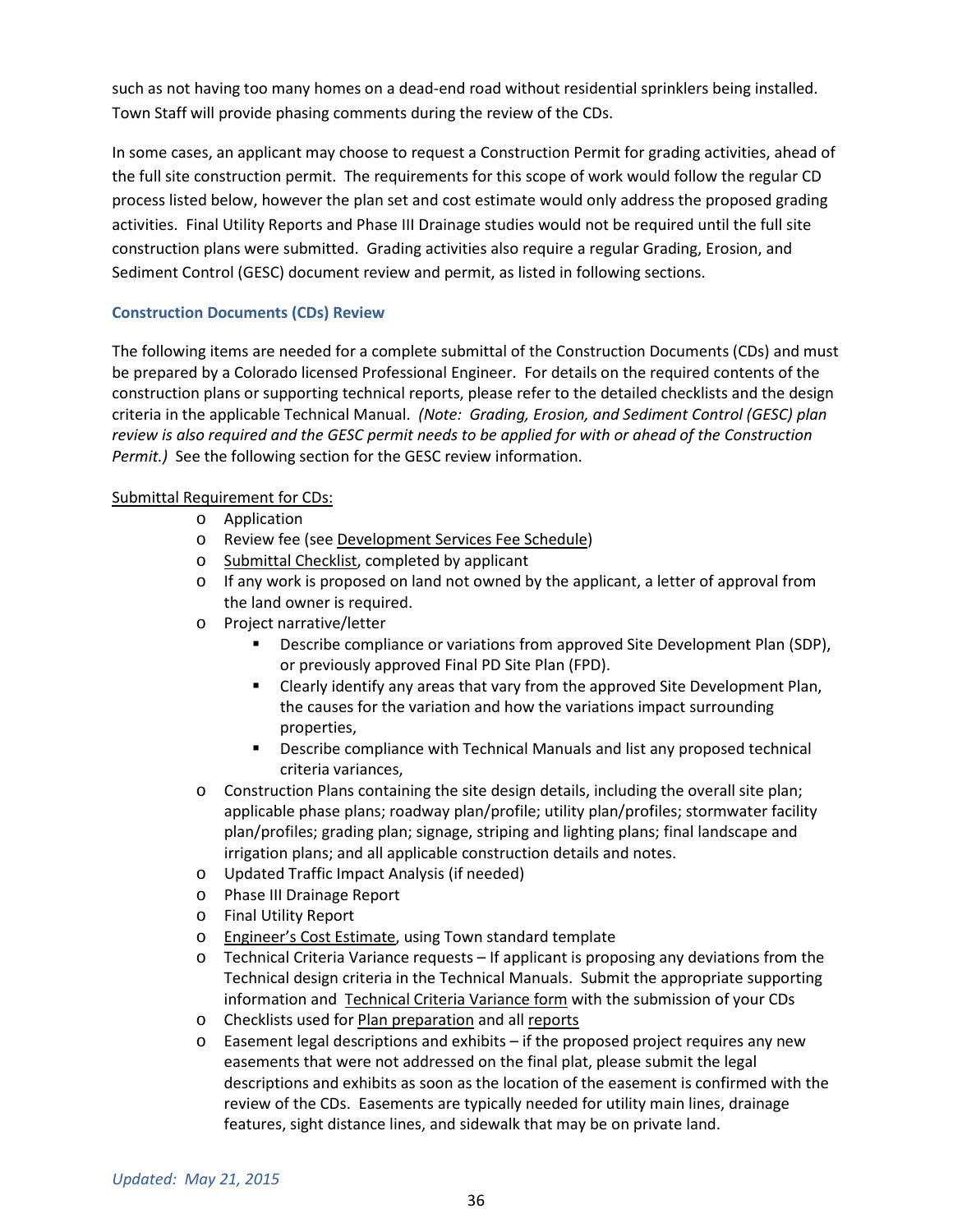such as not having too many homes on a dead-end road without residential sprinklers being installed. Town Staff will provide phasing comments during the review of the CDs.

In some cases, an applicant may choose to request a Construction Permit for grading activities, ahead of the full site construction permit. The requirements for this scope of work would follow the regular CD process listed below, however the plan set and cost estimate would only address the proposed grading activities. Final Utility Reports and Phase III Drainage studies would not be required until the full site construction plans were submitted. Grading activities also require a regular Grading, Erosion, and Sediment Control (GESC) document review and permit, as listed in following sections.

### Construction Documents (CDs) Review

The following items are needed for a complete submittal of the Construction Documents (CDs) and must be prepared by a Colorado licensed Professional Engineer. For details on the required contents of the construction plans or supporting technical reports, please refer to the detailed checklists and the design criteria in the applicable Technical Manual. *(Note: Grading, Erosion, and Sediment Control (GESC) plan review is also required and the GESC permit needs to be applied for with or ahead of the Construction Permit.)* See the following section for the GESC review information.

Submittal Requirement for CDs:

- Application
- Review fee (see Development Services Fee Schedule)
- Submittal Checklist, completed by applicant
- If any work is proposed on land not owned by the applicant, a letter of approval from the land owner is required.
- Project narrative/letter
  - Describe compliance or variations from approved Site Development Plan (SDP), or previously approved Final PD Site Plan (FPD).
  - Clearly identify any areas that vary from the approved Site Development Plan, the causes for the variation and how the variations impact surrounding properties,
  - Describe compliance with Technical Manuals and list any proposed technical criteria variances,
- Construction Plans containing the site design details, including the overall site plan; applicable phase plans; roadway plan/profile; utility plan/profiles; stormwater facility plan/profiles; grading plan; signage, striping and lighting plans; final landscape and irrigation plans; and all applicable construction details and notes.
- Updated Traffic Impact Analysis (if needed)
- Phase III Drainage Report
- Final Utility Report
- Engineer's Cost Estimate, using Town standard template
- Technical Criteria Variance requests – If applicant is proposing any deviations from the Technical design criteria in the Technical Manuals. Submit the appropriate supporting information and Technical Criteria Variance form with the submission of your CDs
- Checklists used for Plan preparation and all reports
- Easement legal descriptions and exhibits – if the proposed project requires any new easements that were not addressed on the final plat, please submit the legal descriptions and exhibits as soon as the location of the easement is confirmed with the review of the CDs. Easements are typically needed for utility main lines, drainage features, sight distance lines, and sidewalk that may be on private land.

*Updated: May 21, 2015*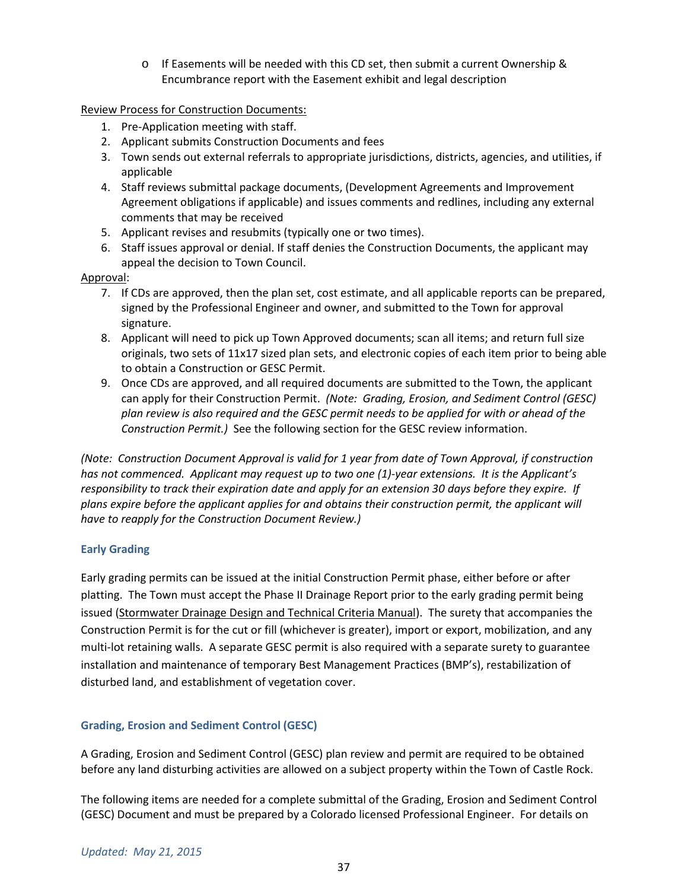- If Easements will be needed with this CD set, then submit a current Ownership & Encumbrance report with the Easement exhibit and legal description

Review Process for Construction Documents:

1. Pre-Application meeting with staff.
2. Applicant submits Construction Documents and fees
3. Town sends out external referrals to appropriate jurisdictions, districts, agencies, and utilities, if applicable
4. Staff reviews submittal package documents, (Development Agreements and Improvement Agreement obligations if applicable) and issues comments and redlines, including any external comments that may be received
5. Applicant revises and resubmits (typically one or two times).
6. Staff issues approval or denial. If staff denies the Construction Documents, the applicant may appeal the decision to Town Council.

Approval:

7. If CDs are approved, then the plan set, cost estimate, and all applicable reports can be prepared, signed by the Professional Engineer and owner, and submitted to the Town for approval signature.
8. Applicant will need to pick up Town Approved documents; scan all items; and return full size originals, two sets of 11x17 sized plan sets, and electronic copies of each item prior to being able to obtain a Construction or GESC Permit.
9. Once CDs are approved, and all required documents are submitted to the Town, the applicant can apply for their Construction Permit. *(Note: Grading, Erosion, and Sediment Control (GESC) plan review is also required and the GESC permit needs to be applied for with or ahead of the Construction Permit.)* See the following section for the GESC review information.

*(Note: Construction Document Approval is valid for 1 year from date of Town Approval, if construction has not commenced. Applicant may request up to two one (1)-year extensions. It is the Applicant's responsibility to track their expiration date and apply for an extension 30 days before they expire. If plans expire before the applicant applies for and obtains their construction permit, the applicant will have to reapply for the Construction Document Review.)*

### Early Grading

Early grading permits can be issued at the initial Construction Permit phase, either before or after platting. The Town must accept the Phase II Drainage Report prior to the early grading permit being issued (Stormwater Drainage Design and Technical Criteria Manual). The surety that accompanies the Construction Permit is for the cut or fill (whichever is greater), import or export, mobilization, and any multi-lot retaining walls. A separate GESC permit is also required with a separate surety to guarantee installation and maintenance of temporary Best Management Practices (BMP's), restabilization of disturbed land, and establishment of vegetation cover.

### Grading, Erosion and Sediment Control (GESC)

A Grading, Erosion and Sediment Control (GESC) plan review and permit are required to be obtained before any land disturbing activities are allowed on a subject property within the Town of Castle Rock.

The following items are needed for a complete submittal of the Grading, Erosion and Sediment Control (GESC) Document and must be prepared by a Colorado licensed Professional Engineer. For details on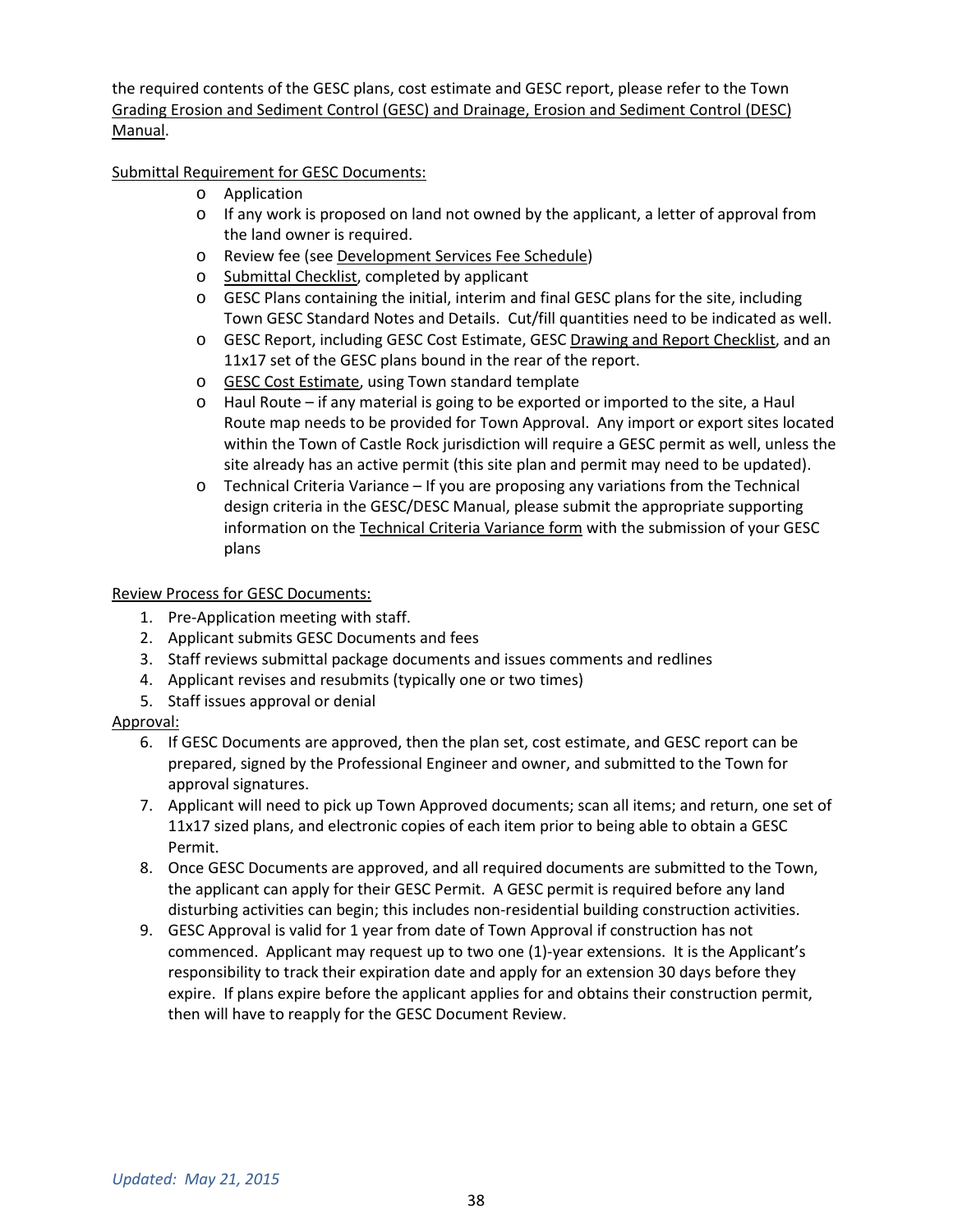the required contents of the GESC plans, cost estimate and GESC report, please refer to the Town Grading Erosion and Sediment Control (GESC) and Drainage, Erosion and Sediment Control (DESC) Manual.

Submittal Requirement for GESC Documents:

- Application
- If any work is proposed on land not owned by the applicant, a letter of approval from the land owner is required.
- Review fee (see Development Services Fee Schedule)
- Submittal Checklist, completed by applicant
- GESC Plans containing the initial, interim and final GESC plans for the site, including Town GESC Standard Notes and Details. Cut/fill quantities need to be indicated as well.
- GESC Report, including GESC Cost Estimate, GESC Drawing and Report Checklist, and an 11x17 set of the GESC plans bound in the rear of the report.
- GESC Cost Estimate, using Town standard template
- Haul Route – if any material is going to be exported or imported to the site, a Haul Route map needs to be provided for Town Approval. Any import or export sites located within the Town of Castle Rock jurisdiction will require a GESC permit as well, unless the site already has an active permit (this site plan and permit may need to be updated).
- Technical Criteria Variance – If you are proposing any variations from the Technical design criteria in the GESC/DESC Manual, please submit the appropriate supporting information on the Technical Criteria Variance form with the submission of your GESC plans

Review Process for GESC Documents:

1. Pre-Application meeting with staff.
2. Applicant submits GESC Documents and fees
3. Staff reviews submittal package documents and issues comments and redlines
4. Applicant revises and resubmits (typically one or two times)
5. Staff issues approval or denial

Approval:

6. If GESC Documents are approved, then the plan set, cost estimate, and GESC report can be prepared, signed by the Professional Engineer and owner, and submitted to the Town for approval signatures.
7. Applicant will need to pick up Town Approved documents; scan all items; and return, one set of 11x17 sized plans, and electronic copies of each item prior to being able to obtain a GESC Permit.
8. Once GESC Documents are approved, and all required documents are submitted to the Town, the applicant can apply for their GESC Permit. A GESC permit is required before any land disturbing activities can begin; this includes non-residential building construction activities.
9. GESC Approval is valid for 1 year from date of Town Approval if construction has not commenced. Applicant may request up to two one (1)-year extensions. It is the Applicant's responsibility to track their expiration date and apply for an extension 30 days before they expire. If plans expire before the applicant applies for and obtains their construction permit, then will have to reapply for the GESC Document Review.

*Updated: May 21, 2015*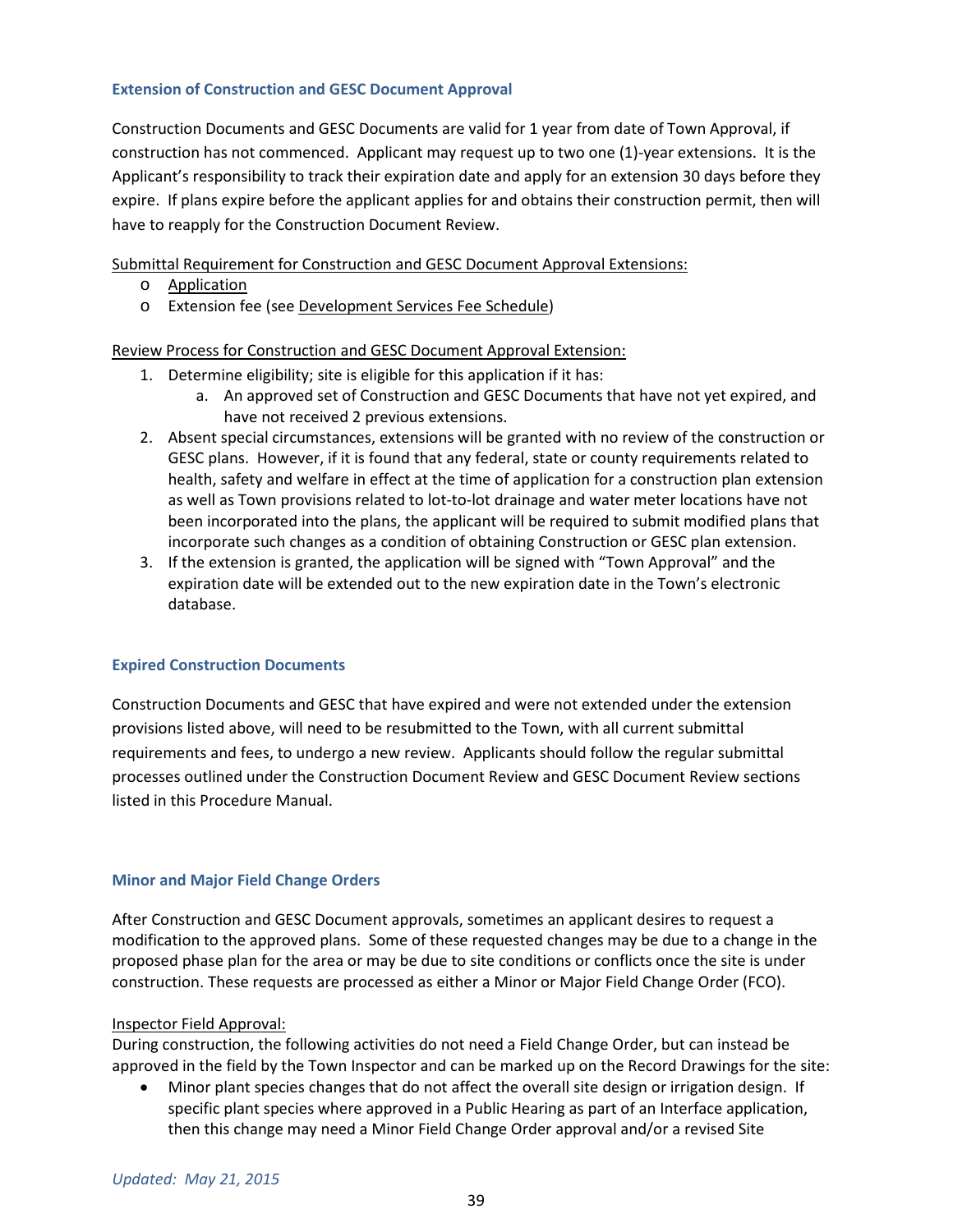### Extension of Construction and GESC Document Approval

Construction Documents and GESC Documents are valid for 1 year from date of Town Approval, if construction has not commenced. Applicant may request up to two one (1)-year extensions. It is the Applicant's responsibility to track their expiration date and apply for an extension 30 days before they expire. If plans expire before the applicant applies for and obtains their construction permit, then will have to reapply for the Construction Document Review.

Submittal Requirement for Construction and GESC Document Approval Extensions:

- Application
- Extension fee (see Development Services Fee Schedule)

Review Process for Construction and GESC Document Approval Extension:

1. Determine eligibility; site is eligible for this application if it has:
   a. An approved set of Construction and GESC Documents that have not yet expired, and have not received 2 previous extensions.
2. Absent special circumstances, extensions will be granted with no review of the construction or GESC plans. However, if it is found that any federal, state or county requirements related to health, safety and welfare in effect at the time of application for a construction plan extension as well as Town provisions related to lot-to-lot drainage and water meter locations have not been incorporated into the plans, the applicant will be required to submit modified plans that incorporate such changes as a condition of obtaining Construction or GESC plan extension.
3. If the extension is granted, the application will be signed with "Town Approval" and the expiration date will be extended out to the new expiration date in the Town's electronic database.

### Expired Construction Documents

Construction Documents and GESC that have expired and were not extended under the extension provisions listed above, will need to be resubmitted to the Town, with all current submittal requirements and fees, to undergo a new review. Applicants should follow the regular submittal processes outlined under the Construction Document Review and GESC Document Review sections listed in this Procedure Manual.

### Minor and Major Field Change Orders

After Construction and GESC Document approvals, sometimes an applicant desires to request a modification to the approved plans. Some of these requested changes may be due to a change in the proposed phase plan for the area or may be due to site conditions or conflicts once the site is under construction. These requests are processed as either a Minor or Major Field Change Order (FCO).

Inspector Field Approval:
During construction, the following activities do not need a Field Change Order, but can instead be approved in the field by the Town Inspector and can be marked up on the Record Drawings for the site:

- Minor plant species changes that do not affect the overall site design or irrigation design. If specific plant species where approved in a Public Hearing as part of an Interface application, then this change may need a Minor Field Change Order approval and/or a revised Site

*Updated: May 21, 2015*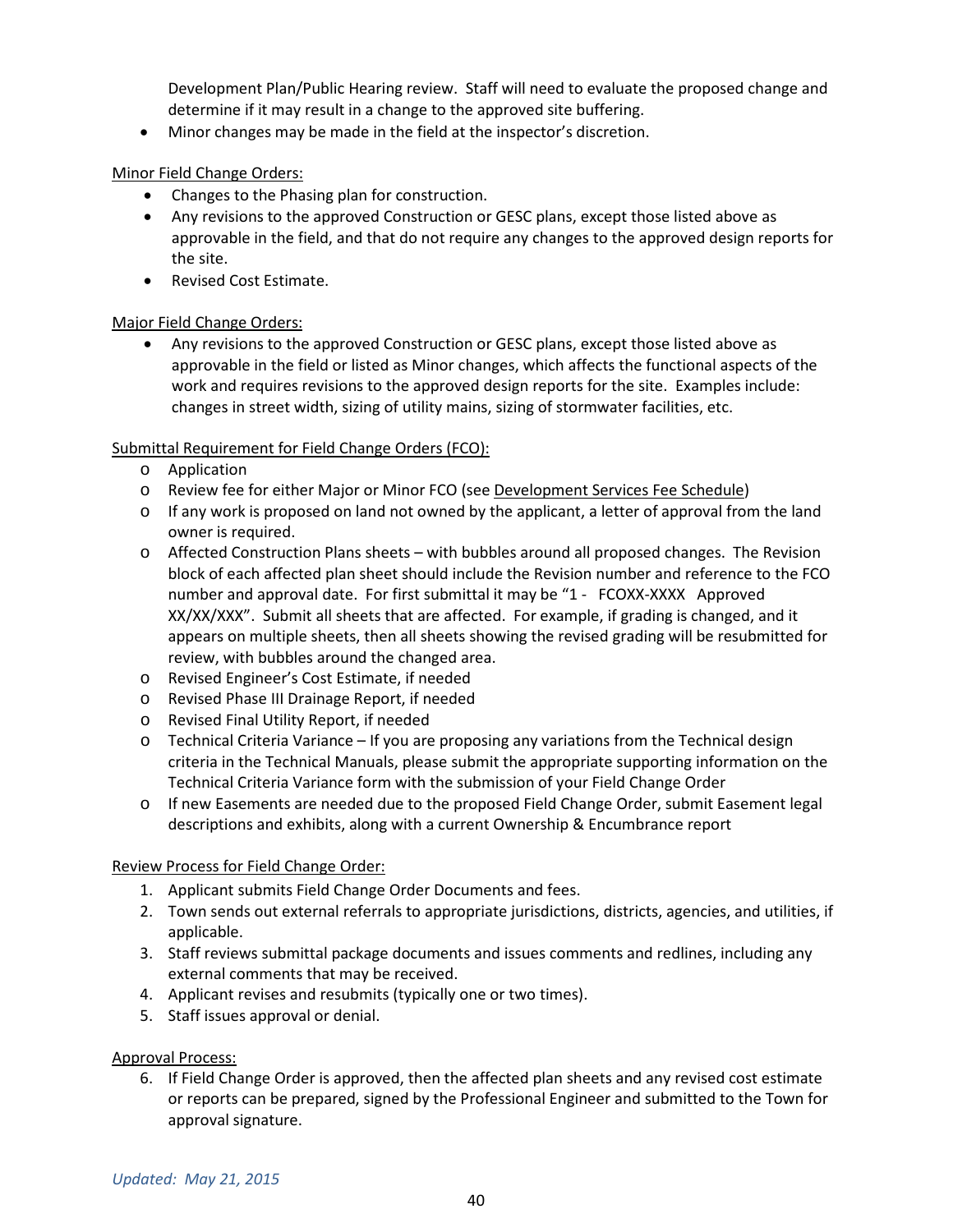Development Plan/Public Hearing review. Staff will need to evaluate the proposed change and determine if it may result in a change to the approved site buffering.

- Minor changes may be made in the field at the inspector's discretion.

Minor Field Change Orders:

- Changes to the Phasing plan for construction.
- Any revisions to the approved Construction or GESC plans, except those listed above as approvable in the field, and that do not require any changes to the approved design reports for the site.
- Revised Cost Estimate.

Major Field Change Orders:

- Any revisions to the approved Construction or GESC plans, except those listed above as approvable in the field or listed as Minor changes, which affects the functional aspects of the work and requires revisions to the approved design reports for the site. Examples include: changes in street width, sizing of utility mains, sizing of stormwater facilities, etc.

Submittal Requirement for Field Change Orders (FCO):

- Application
- Review fee for either Major or Minor FCO (see Development Services Fee Schedule)
- If any work is proposed on land not owned by the applicant, a letter of approval from the land owner is required.
- Affected Construction Plans sheets – with bubbles around all proposed changes. The Revision block of each affected plan sheet should include the Revision number and reference to the FCO number and approval date. For first submittal it may be "1 - FCOXX-XXXX Approved XX/XX/XXX". Submit all sheets that are affected. For example, if grading is changed, and it appears on multiple sheets, then all sheets showing the revised grading will be resubmitted for review, with bubbles around the changed area.
- Revised Engineer's Cost Estimate, if needed
- Revised Phase III Drainage Report, if needed
- Revised Final Utility Report, if needed
- Technical Criteria Variance – If you are proposing any variations from the Technical design criteria in the Technical Manuals, please submit the appropriate supporting information on the Technical Criteria Variance form with the submission of your Field Change Order
- If new Easements are needed due to the proposed Field Change Order, submit Easement legal descriptions and exhibits, along with a current Ownership & Encumbrance report

Review Process for Field Change Order:

1. Applicant submits Field Change Order Documents and fees.
2. Town sends out external referrals to appropriate jurisdictions, districts, agencies, and utilities, if applicable.
3. Staff reviews submittal package documents and issues comments and redlines, including any external comments that may be received.
4. Applicant revises and resubmits (typically one or two times).
5. Staff issues approval or denial.

Approval Process:

6. If Field Change Order is approved, then the affected plan sheets and any revised cost estimate or reports can be prepared, signed by the Professional Engineer and submitted to the Town for approval signature.

*Updated: May 21, 2015*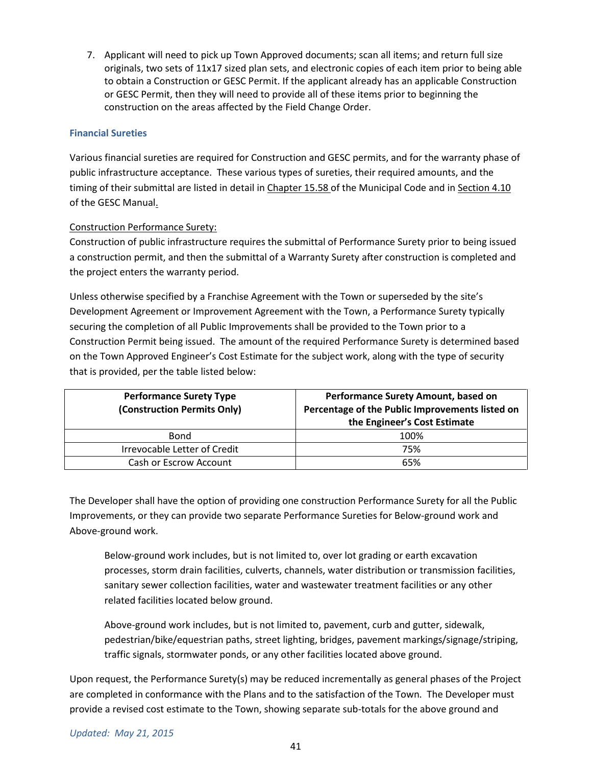7. Applicant will need to pick up Town Approved documents; scan all items; and return full size originals, two sets of 11x17 sized plan sets, and electronic copies of each item prior to being able to obtain a Construction or GESC Permit. If the applicant already has an applicable Construction or GESC Permit, then they will need to provide all of these items prior to beginning the construction on the areas affected by the Field Change Order.

### Financial Sureties

Various financial sureties are required for Construction and GESC permits, and for the warranty phase of public infrastructure acceptance. These various types of sureties, their required amounts, and the timing of their submittal are listed in detail in Chapter 15.58 of the Municipal Code and in Section 4.10 of the GESC Manual.

Construction Performance Surety:

Construction of public infrastructure requires the submittal of Performance Surety prior to being issued a construction permit, and then the submittal of a Warranty Surety after construction is completed and the project enters the warranty period.

Unless otherwise specified by a Franchise Agreement with the Town or superseded by the site's Development Agreement or Improvement Agreement with the Town, a Performance Surety typically securing the completion of all Public Improvements shall be provided to the Town prior to a Construction Permit being issued. The amount of the required Performance Surety is determined based on the Town Approved Engineer's Cost Estimate for the subject work, along with the type of security that is provided, per the table listed below:

| Performance Surety Type (Construction Permits Only) | Performance Surety Amount, based on Percentage of the Public Improvements listed on the Engineer's Cost Estimate |
| --- | --- |
| Bond | 100% |
| Irrevocable Letter of Credit | 75% |
| Cash or Escrow Account | 65% |

The Developer shall have the option of providing one construction Performance Surety for all the Public Improvements, or they can provide two separate Performance Sureties for Below-ground work and Above-ground work.

> Below-ground work includes, but is not limited to, over lot grading or earth excavation processes, storm drain facilities, culverts, channels, water distribution or transmission facilities, sanitary sewer collection facilities, water and wastewater treatment facilities or any other related facilities located below ground.
>
> Above-ground work includes, but is not limited to, pavement, curb and gutter, sidewalk, pedestrian/bike/equestrian paths, street lighting, bridges, pavement markings/signage/striping, traffic signals, stormwater ponds, or any other facilities located above ground.

Upon request, the Performance Surety(s) may be reduced incrementally as general phases of the Project are completed in conformance with the Plans and to the satisfaction of the Town. The Developer must provide a revised cost estimate to the Town, showing separate sub-totals for the above ground and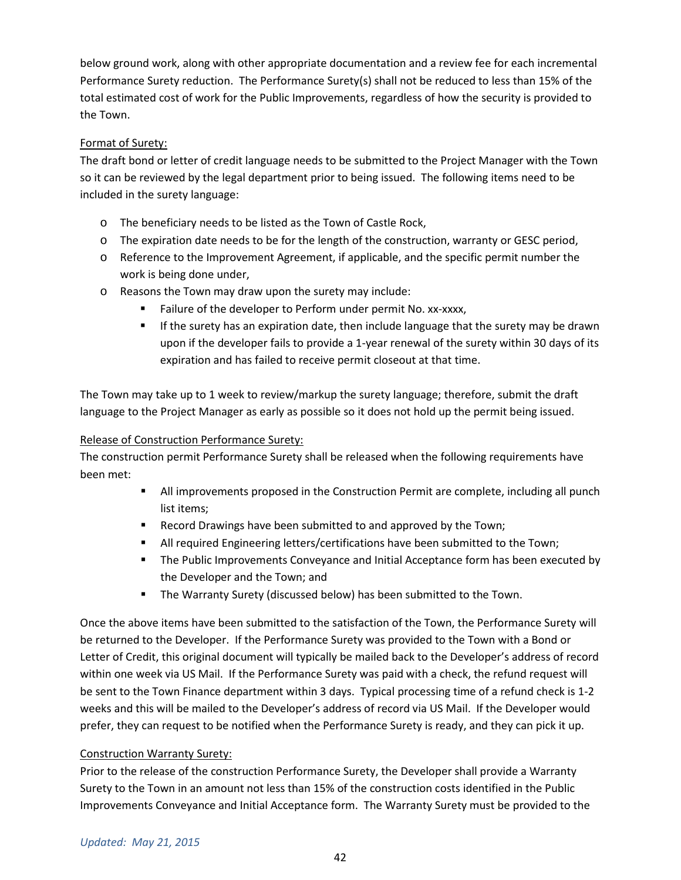below ground work, along with other appropriate documentation and a review fee for each incremental Performance Surety reduction. The Performance Surety(s) shall not be reduced to less than 15% of the total estimated cost of work for the Public Improvements, regardless of how the security is provided to the Town.

Format of Surety:

The draft bond or letter of credit language needs to be submitted to the Project Manager with the Town so it can be reviewed by the legal department prior to being issued. The following items need to be included in the surety language:

- The beneficiary needs to be listed as the Town of Castle Rock,
- The expiration date needs to be for the length of the construction, warranty or GESC period,
- Reference to the Improvement Agreement, if applicable, and the specific permit number the work is being done under,
- Reasons the Town may draw upon the surety may include:
  - Failure of the developer to Perform under permit No. xx-xxxx,
  - If the surety has an expiration date, then include language that the surety may be drawn upon if the developer fails to provide a 1-year renewal of the surety within 30 days of its expiration and has failed to receive permit closeout at that time.

The Town may take up to 1 week to review/markup the surety language; therefore, submit the draft language to the Project Manager as early as possible so it does not hold up the permit being issued.

Release of Construction Performance Surety:

The construction permit Performance Surety shall be released when the following requirements have been met:

- All improvements proposed in the Construction Permit are complete, including all punch list items;
- Record Drawings have been submitted to and approved by the Town;
- All required Engineering letters/certifications have been submitted to the Town;
- The Public Improvements Conveyance and Initial Acceptance form has been executed by the Developer and the Town; and
- The Warranty Surety (discussed below) has been submitted to the Town.

Once the above items have been submitted to the satisfaction of the Town, the Performance Surety will be returned to the Developer. If the Performance Surety was provided to the Town with a Bond or Letter of Credit, this original document will typically be mailed back to the Developer's address of record within one week via US Mail. If the Performance Surety was paid with a check, the refund request will be sent to the Town Finance department within 3 days. Typical processing time of a refund check is 1-2 weeks and this will be mailed to the Developer's address of record via US Mail. If the Developer would prefer, they can request to be notified when the Performance Surety is ready, and they can pick it up.

Construction Warranty Surety:

Prior to the release of the construction Performance Surety, the Developer shall provide a Warranty Surety to the Town in an amount not less than 15% of the construction costs identified in the Public Improvements Conveyance and Initial Acceptance form. The Warranty Surety must be provided to the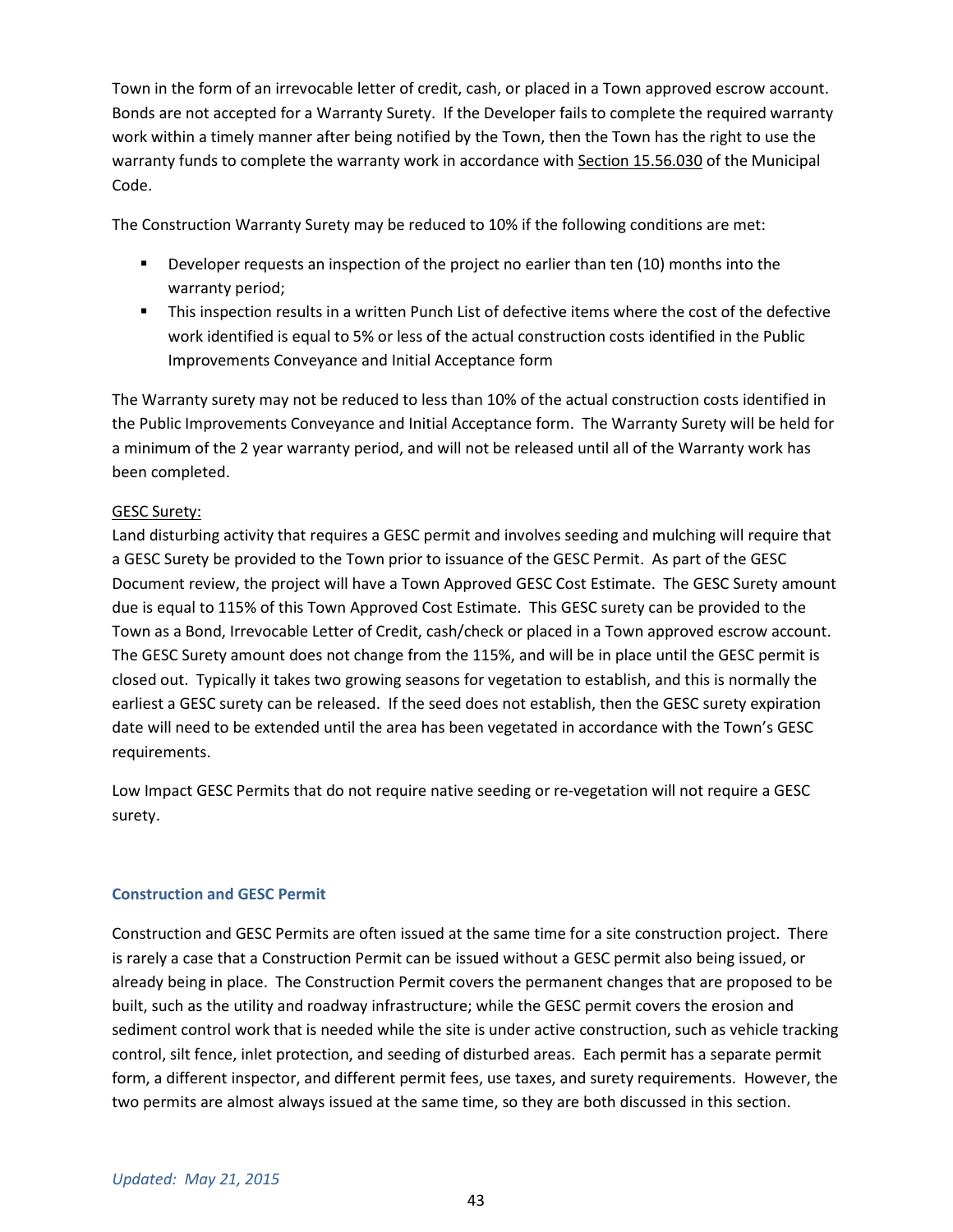Town in the form of an irrevocable letter of credit, cash, or placed in a Town approved escrow account. Bonds are not accepted for a Warranty Surety. If the Developer fails to complete the required warranty work within a timely manner after being notified by the Town, then the Town has the right to use the warranty funds to complete the warranty work in accordance with Section 15.56.030 of the Municipal Code.

The Construction Warranty Surety may be reduced to 10% if the following conditions are met:

- Developer requests an inspection of the project no earlier than ten (10) months into the warranty period;
- This inspection results in a written Punch List of defective items where the cost of the defective work identified is equal to 5% or less of the actual construction costs identified in the Public Improvements Conveyance and Initial Acceptance form

The Warranty surety may not be reduced to less than 10% of the actual construction costs identified in the Public Improvements Conveyance and Initial Acceptance form. The Warranty Surety will be held for a minimum of the 2 year warranty period, and will not be released until all of the Warranty work has been completed.

GESC Surety:

Land disturbing activity that requires a GESC permit and involves seeding and mulching will require that a GESC Surety be provided to the Town prior to issuance of the GESC Permit. As part of the GESC Document review, the project will have a Town Approved GESC Cost Estimate. The GESC Surety amount due is equal to 115% of this Town Approved Cost Estimate. This GESC surety can be provided to the Town as a Bond, Irrevocable Letter of Credit, cash/check or placed in a Town approved escrow account. The GESC Surety amount does not change from the 115%, and will be in place until the GESC permit is closed out. Typically it takes two growing seasons for vegetation to establish, and this is normally the earliest a GESC surety can be released. If the seed does not establish, then the GESC surety expiration date will need to be extended until the area has been vegetated in accordance with the Town's GESC requirements.

Low Impact GESC Permits that do not require native seeding or re-vegetation will not require a GESC surety.

### Construction and GESC Permit

Construction and GESC Permits are often issued at the same time for a site construction project. There is rarely a case that a Construction Permit can be issued without a GESC permit also being issued, or already being in place. The Construction Permit covers the permanent changes that are proposed to be built, such as the utility and roadway infrastructure; while the GESC permit covers the erosion and sediment control work that is needed while the site is under active construction, such as vehicle tracking control, silt fence, inlet protection, and seeding of disturbed areas. Each permit has a separate permit form, a different inspector, and different permit fees, use taxes, and surety requirements. However, the two permits are almost always issued at the same time, so they are both discussed in this section.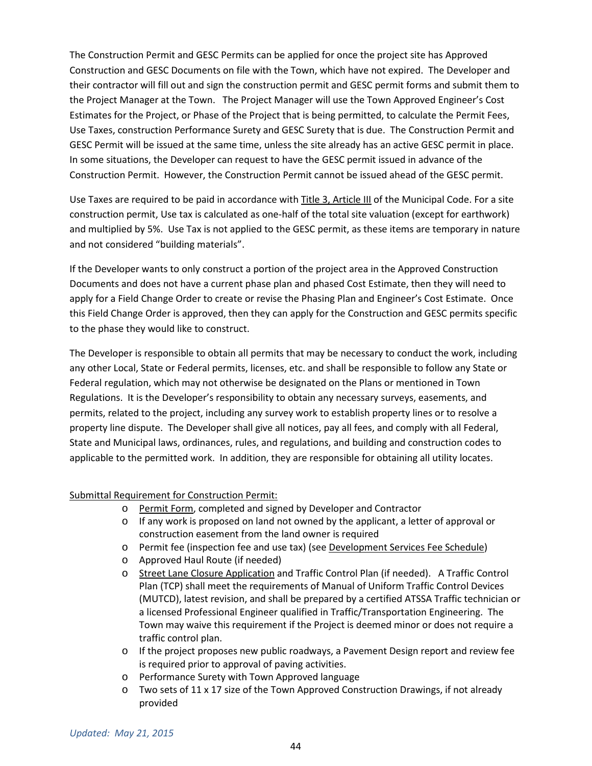The Construction Permit and GESC Permits can be applied for once the project site has Approved Construction and GESC Documents on file with the Town, which have not expired. The Developer and their contractor will fill out and sign the construction permit and GESC permit forms and submit them to the Project Manager at the Town. The Project Manager will use the Town Approved Engineer's Cost Estimates for the Project, or Phase of the Project that is being permitted, to calculate the Permit Fees, Use Taxes, construction Performance Surety and GESC Surety that is due. The Construction Permit and GESC Permit will be issued at the same time, unless the site already has an active GESC permit in place. In some situations, the Developer can request to have the GESC permit issued in advance of the Construction Permit. However, the Construction Permit cannot be issued ahead of the GESC permit.

Use Taxes are required to be paid in accordance with Title 3, Article III of the Municipal Code. For a site construction permit, Use tax is calculated as one-half of the total site valuation (except for earthwork) and multiplied by 5%. Use Tax is not applied to the GESC permit, as these items are temporary in nature and not considered "building materials".

If the Developer wants to only construct a portion of the project area in the Approved Construction Documents and does not have a current phase plan and phased Cost Estimate, then they will need to apply for a Field Change Order to create or revise the Phasing Plan and Engineer's Cost Estimate. Once this Field Change Order is approved, then they can apply for the Construction and GESC permits specific to the phase they would like to construct.

The Developer is responsible to obtain all permits that may be necessary to conduct the work, including any other Local, State or Federal permits, licenses, etc. and shall be responsible to follow any State or Federal regulation, which may not otherwise be designated on the Plans or mentioned in Town Regulations. It is the Developer's responsibility to obtain any necessary surveys, easements, and permits, related to the project, including any survey work to establish property lines or to resolve a property line dispute. The Developer shall give all notices, pay all fees, and comply with all Federal, State and Municipal laws, ordinances, rules, and regulations, and building and construction codes to applicable to the permitted work. In addition, they are responsible for obtaining all utility locates.

Submittal Requirement for Construction Permit:

- Permit Form, completed and signed by Developer and Contractor
- If any work is proposed on land not owned by the applicant, a letter of approval or construction easement from the land owner is required
- Permit fee (inspection fee and use tax) (see Development Services Fee Schedule)
- Approved Haul Route (if needed)
- Street Lane Closure Application and Traffic Control Plan (if needed). A Traffic Control Plan (TCP) shall meet the requirements of Manual of Uniform Traffic Control Devices (MUTCD), latest revision, and shall be prepared by a certified ATSSA Traffic technician or a licensed Professional Engineer qualified in Traffic/Transportation Engineering. The Town may waive this requirement if the Project is deemed minor or does not require a traffic control plan.
- If the project proposes new public roadways, a Pavement Design report and review fee is required prior to approval of paving activities.
- Performance Surety with Town Approved language
- Two sets of 11 x 17 size of the Town Approved Construction Drawings, if not already provided

*Updated: May 21, 2015*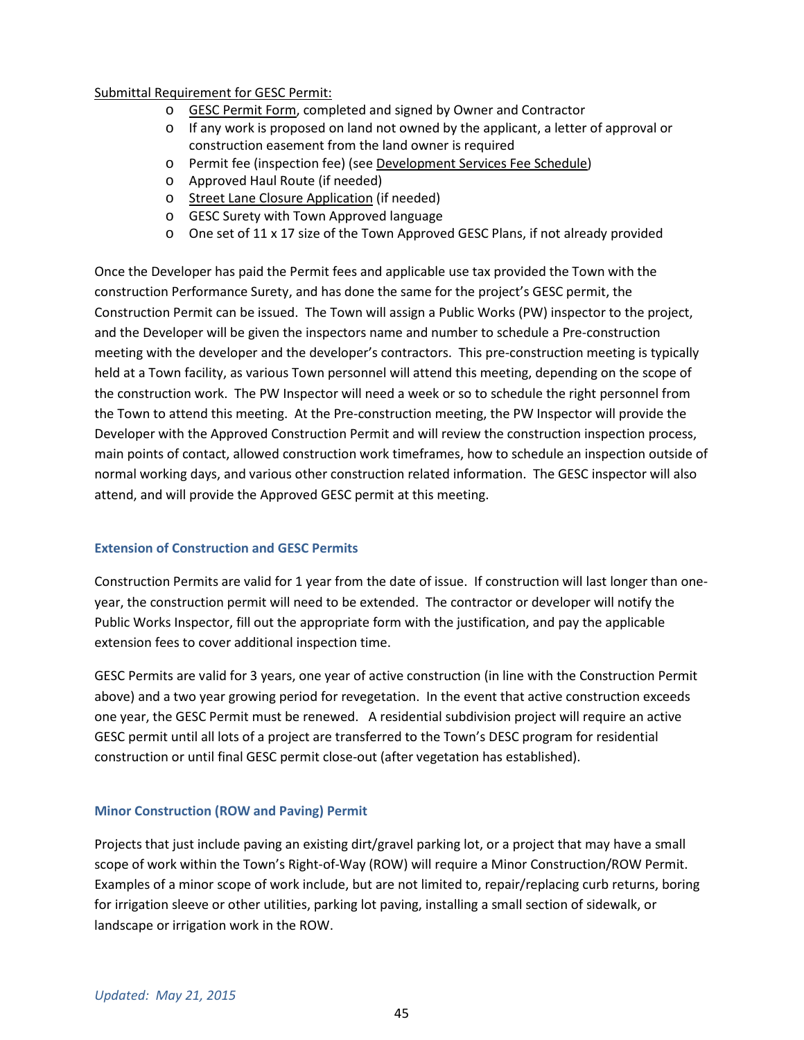Submittal Requirement for GESC Permit:

- GESC Permit Form, completed and signed by Owner and Contractor
- If any work is proposed on land not owned by the applicant, a letter of approval or construction easement from the land owner is required
- Permit fee (inspection fee) (see Development Services Fee Schedule)
- Approved Haul Route (if needed)
- Street Lane Closure Application (if needed)
- GESC Surety with Town Approved language
- One set of 11 x 17 size of the Town Approved GESC Plans, if not already provided

Once the Developer has paid the Permit fees and applicable use tax provided the Town with the construction Performance Surety, and has done the same for the project's GESC permit, the Construction Permit can be issued. The Town will assign a Public Works (PW) inspector to the project, and the Developer will be given the inspectors name and number to schedule a Pre-construction meeting with the developer and the developer's contractors. This pre-construction meeting is typically held at a Town facility, as various Town personnel will attend this meeting, depending on the scope of the construction work. The PW Inspector will need a week or so to schedule the right personnel from the Town to attend this meeting. At the Pre-construction meeting, the PW Inspector will provide the Developer with the Approved Construction Permit and will review the construction inspection process, main points of contact, allowed construction work timeframes, how to schedule an inspection outside of normal working days, and various other construction related information. The GESC inspector will also attend, and will provide the Approved GESC permit at this meeting.

### Extension of Construction and GESC Permits

Construction Permits are valid for 1 year from the date of issue. If construction will last longer than one-year, the construction permit will need to be extended. The contractor or developer will notify the Public Works Inspector, fill out the appropriate form with the justification, and pay the applicable extension fees to cover additional inspection time.

GESC Permits are valid for 3 years, one year of active construction (in line with the Construction Permit above) and a two year growing period for revegetation. In the event that active construction exceeds one year, the GESC Permit must be renewed. A residential subdivision project will require an active GESC permit until all lots of a project are transferred to the Town's DESC program for residential construction or until final GESC permit close-out (after vegetation has established).

### Minor Construction (ROW and Paving) Permit

Projects that just include paving an existing dirt/gravel parking lot, or a project that may have a small scope of work within the Town's Right-of-Way (ROW) will require a Minor Construction/ROW Permit. Examples of a minor scope of work include, but are not limited to, repair/replacing curb returns, boring for irrigation sleeve or other utilities, parking lot paving, installing a small section of sidewalk, or landscape or irrigation work in the ROW.

*Updated: May 21, 2015*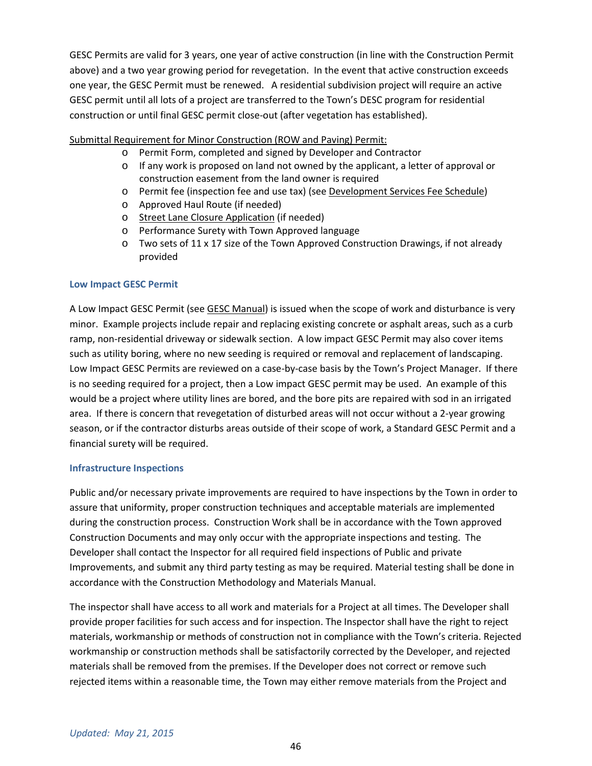GESC Permits are valid for 3 years, one year of active construction (in line with the Construction Permit above) and a two year growing period for revegetation. In the event that active construction exceeds one year, the GESC Permit must be renewed. A residential subdivision project will require an active GESC permit until all lots of a project are transferred to the Town's DESC program for residential construction or until final GESC permit close-out (after vegetation has established).

Submittal Requirement for Minor Construction (ROW and Paving) Permit:

- Permit Form, completed and signed by Developer and Contractor
- If any work is proposed on land not owned by the applicant, a letter of approval or construction easement from the land owner is required
- Permit fee (inspection fee and use tax) (see Development Services Fee Schedule)
- Approved Haul Route (if needed)
- Street Lane Closure Application (if needed)
- Performance Surety with Town Approved language
- Two sets of 11 x 17 size of the Town Approved Construction Drawings, if not already provided

### Low Impact GESC Permit

A Low Impact GESC Permit (see GESC Manual) is issued when the scope of work and disturbance is very minor. Example projects include repair and replacing existing concrete or asphalt areas, such as a curb ramp, non-residential driveway or sidewalk section. A low impact GESC Permit may also cover items such as utility boring, where no new seeding is required or removal and replacement of landscaping. Low Impact GESC Permits are reviewed on a case-by-case basis by the Town's Project Manager. If there is no seeding required for a project, then a Low impact GESC permit may be used. An example of this would be a project where utility lines are bored, and the bore pits are repaired with sod in an irrigated area. If there is concern that revegetation of disturbed areas will not occur without a 2-year growing season, or if the contractor disturbs areas outside of their scope of work, a Standard GESC Permit and a financial surety will be required.

### Infrastructure Inspections

Public and/or necessary private improvements are required to have inspections by the Town in order to assure that uniformity, proper construction techniques and acceptable materials are implemented during the construction process. Construction Work shall be in accordance with the Town approved Construction Documents and may only occur with the appropriate inspections and testing. The Developer shall contact the Inspector for all required field inspections of Public and private Improvements, and submit any third party testing as may be required. Material testing shall be done in accordance with the Construction Methodology and Materials Manual.

The inspector shall have access to all work and materials for a Project at all times. The Developer shall provide proper facilities for such access and for inspection. The Inspector shall have the right to reject materials, workmanship or methods of construction not in compliance with the Town's criteria. Rejected workmanship or construction methods shall be satisfactorily corrected by the Developer, and rejected materials shall be removed from the premises. If the Developer does not correct or remove such rejected items within a reasonable time, the Town may either remove materials from the Project and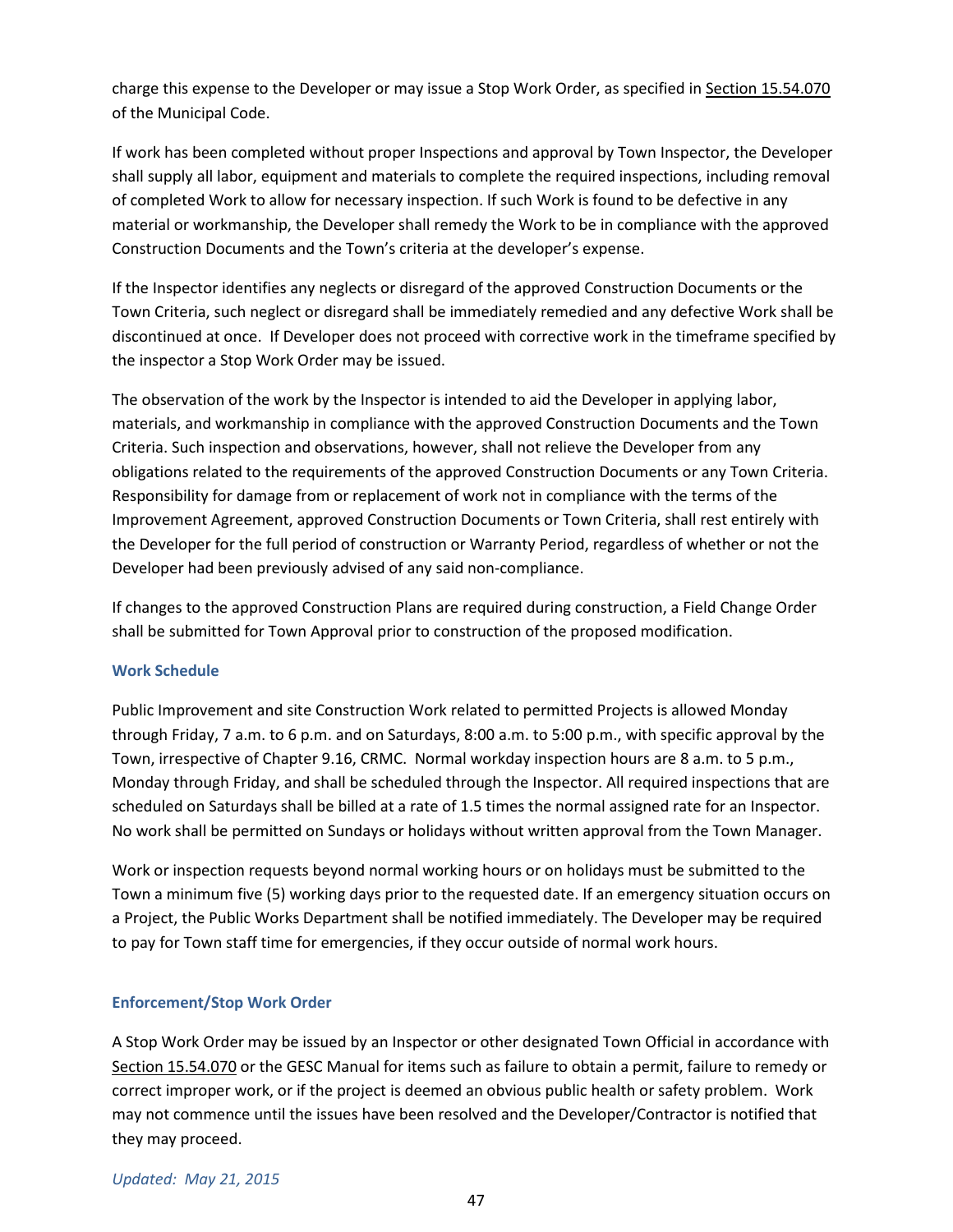charge this expense to the Developer or may issue a Stop Work Order, as specified in Section 15.54.070 of the Municipal Code.

If work has been completed without proper Inspections and approval by Town Inspector, the Developer shall supply all labor, equipment and materials to complete the required inspections, including removal of completed Work to allow for necessary inspection. If such Work is found to be defective in any material or workmanship, the Developer shall remedy the Work to be in compliance with the approved Construction Documents and the Town's criteria at the developer's expense.

If the Inspector identifies any neglects or disregard of the approved Construction Documents or the Town Criteria, such neglect or disregard shall be immediately remedied and any defective Work shall be discontinued at once. If Developer does not proceed with corrective work in the timeframe specified by the inspector a Stop Work Order may be issued.

The observation of the work by the Inspector is intended to aid the Developer in applying labor, materials, and workmanship in compliance with the approved Construction Documents and the Town Criteria. Such inspection and observations, however, shall not relieve the Developer from any obligations related to the requirements of the approved Construction Documents or any Town Criteria. Responsibility for damage from or replacement of work not in compliance with the terms of the Improvement Agreement, approved Construction Documents or Town Criteria, shall rest entirely with the Developer for the full period of construction or Warranty Period, regardless of whether or not the Developer had been previously advised of any said non-compliance.

If changes to the approved Construction Plans are required during construction, a Field Change Order shall be submitted for Town Approval prior to construction of the proposed modification.

### Work Schedule

Public Improvement and site Construction Work related to permitted Projects is allowed Monday through Friday, 7 a.m. to 6 p.m. and on Saturdays, 8:00 a.m. to 5:00 p.m., with specific approval by the Town, irrespective of Chapter 9.16, CRMC. Normal workday inspection hours are 8 a.m. to 5 p.m., Monday through Friday, and shall be scheduled through the Inspector. All required inspections that are scheduled on Saturdays shall be billed at a rate of 1.5 times the normal assigned rate for an Inspector. No work shall be permitted on Sundays or holidays without written approval from the Town Manager.

Work or inspection requests beyond normal working hours or on holidays must be submitted to the Town a minimum five (5) working days prior to the requested date. If an emergency situation occurs on a Project, the Public Works Department shall be notified immediately. The Developer may be required to pay for Town staff time for emergencies, if they occur outside of normal work hours.

### Enforcement/Stop Work Order

A Stop Work Order may be issued by an Inspector or other designated Town Official in accordance with Section 15.54.070 or the GESC Manual for items such as failure to obtain a permit, failure to remedy or correct improper work, or if the project is deemed an obvious public health or safety problem. Work may not commence until the issues have been resolved and the Developer/Contractor is notified that they may proceed.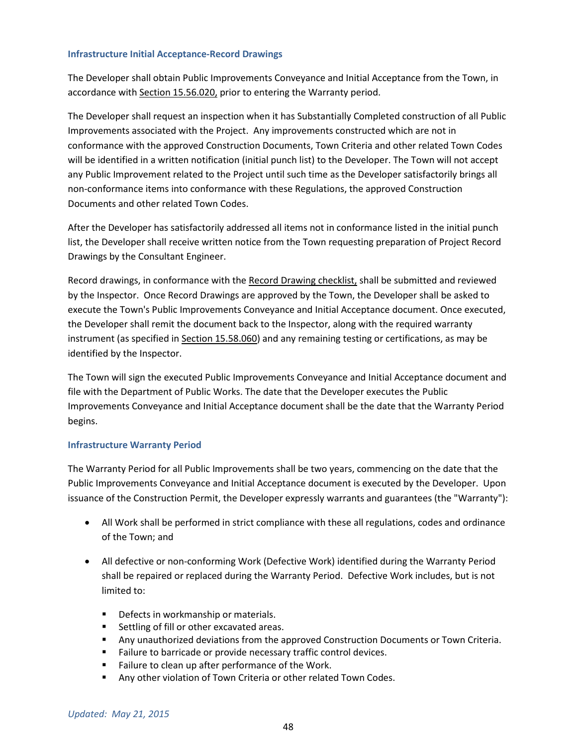### Infrastructure Initial Acceptance-Record Drawings

The Developer shall obtain Public Improvements Conveyance and Initial Acceptance from the Town, in accordance with Section 15.56.020, prior to entering the Warranty period.

The Developer shall request an inspection when it has Substantially Completed construction of all Public Improvements associated with the Project. Any improvements constructed which are not in conformance with the approved Construction Documents, Town Criteria and other related Town Codes will be identified in a written notification (initial punch list) to the Developer. The Town will not accept any Public Improvement related to the Project until such time as the Developer satisfactorily brings all non-conformance items into conformance with these Regulations, the approved Construction Documents and other related Town Codes.

After the Developer has satisfactorily addressed all items not in conformance listed in the initial punch list, the Developer shall receive written notice from the Town requesting preparation of Project Record Drawings by the Consultant Engineer.

Record drawings, in conformance with the Record Drawing checklist, shall be submitted and reviewed by the Inspector. Once Record Drawings are approved by the Town, the Developer shall be asked to execute the Town's Public Improvements Conveyance and Initial Acceptance document. Once executed, the Developer shall remit the document back to the Inspector, along with the required warranty instrument (as specified in Section 15.58.060) and any remaining testing or certifications, as may be identified by the Inspector.

The Town will sign the executed Public Improvements Conveyance and Initial Acceptance document and file with the Department of Public Works. The date that the Developer executes the Public Improvements Conveyance and Initial Acceptance document shall be the date that the Warranty Period begins.

### Infrastructure Warranty Period

The Warranty Period for all Public Improvements shall be two years, commencing on the date that the Public Improvements Conveyance and Initial Acceptance document is executed by the Developer. Upon issuance of the Construction Permit, the Developer expressly warrants and guarantees (the "Warranty"):

- All Work shall be performed in strict compliance with these all regulations, codes and ordinance of the Town; and
- All defective or non-conforming Work (Defective Work) identified during the Warranty Period shall be repaired or replaced during the Warranty Period. Defective Work includes, but is not limited to:
  - Defects in workmanship or materials.
  - Settling of fill or other excavated areas.
  - Any unauthorized deviations from the approved Construction Documents or Town Criteria.
  - Failure to barricade or provide necessary traffic control devices.
  - Failure to clean up after performance of the Work.
  - Any other violation of Town Criteria or other related Town Codes.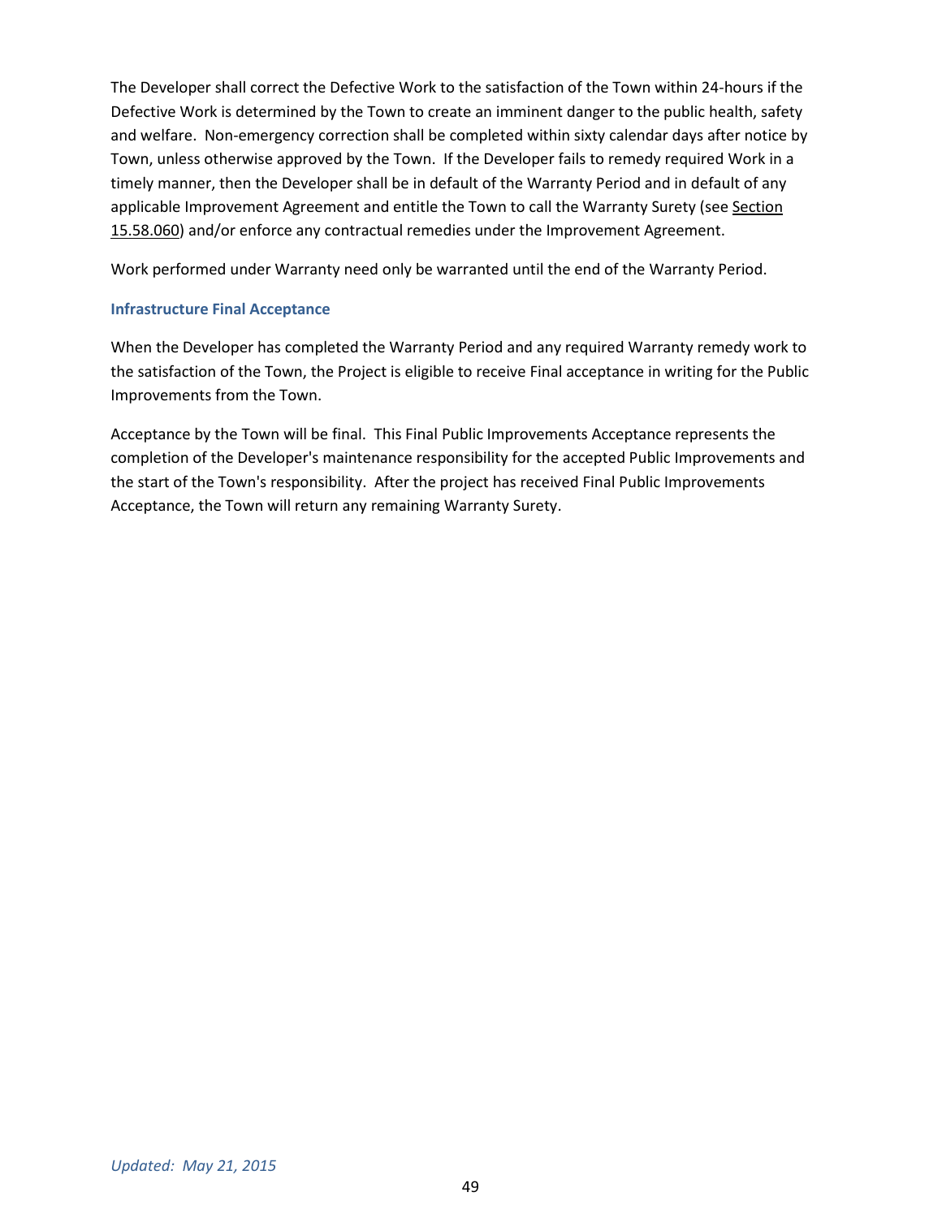The Developer shall correct the Defective Work to the satisfaction of the Town within 24-hours if the Defective Work is determined by the Town to create an imminent danger to the public health, safety and welfare. Non-emergency correction shall be completed within sixty calendar days after notice by Town, unless otherwise approved by the Town. If the Developer fails to remedy required Work in a timely manner, then the Developer shall be in default of the Warranty Period and in default of any applicable Improvement Agreement and entitle the Town to call the Warranty Surety (see Section 15.58.060) and/or enforce any contractual remedies under the Improvement Agreement.

Work performed under Warranty need only be warranted until the end of the Warranty Period.

### Infrastructure Final Acceptance

When the Developer has completed the Warranty Period and any required Warranty remedy work to the satisfaction of the Town, the Project is eligible to receive Final acceptance in writing for the Public Improvements from the Town.

Acceptance by the Town will be final. This Final Public Improvements Acceptance represents the completion of the Developer's maintenance responsibility for the accepted Public Improvements and the start of the Town's responsibility. After the project has received Final Public Improvements Acceptance, the Town will return any remaining Warranty Surety.